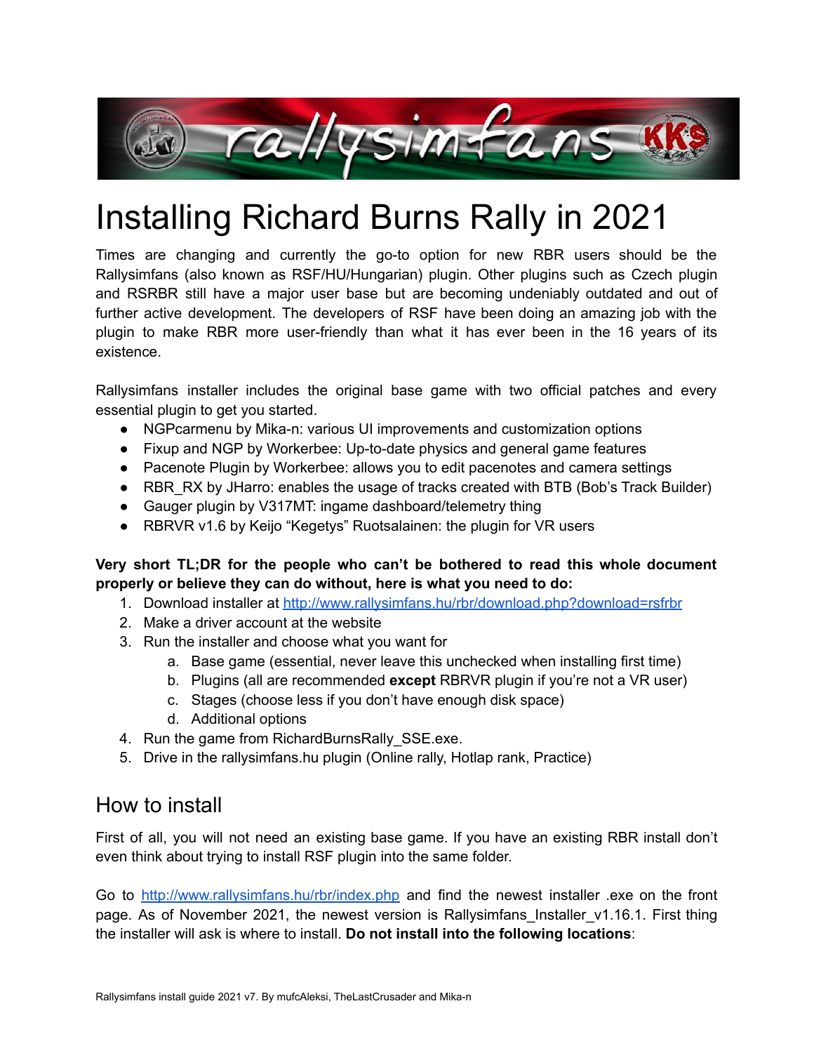# Installing Richard Burns Rally in 2021

Times are changing and currently the go-to option for new RBR users should be the Rallysimfans (also known as RSF/HU/Hungarian) plugin. Other plugins such as Czech plugin and RSRBR still have a major user base but are becoming undeniably outdated and out of further active development. The developers of RSF have been doing an amazing job with the plugin to make RBR more user-friendly than what it has ever been in the 16 years of its existence.

Rallysimfans installer includes the original base game with two official patches and every essential plugin to get you started.

- NGPcarmenu by Mika-n: various UI improvements and customization options
- Fixup and NGP by Workerbee: Up-to-date physics and general game features
- Pacenote Plugin by Workerbee: allows you to edit pacenotes and camera settings
- RBR_RX by JHarro: enables the usage of tracks created with BTB (Bob's Track Builder)
- Gauger plugin by V317MT: ingame dashboard/telemetry thing
- RBRVR v1.6 by Keijo "Kegetys" Ruotsalainen: the plugin for VR users

**Very short TL;DR for the people who can't be bothered to read this whole document properly or believe they can do without, here is what you need to do:**

1. Download installer at [http://www.rallysimfans.hu/rbr/download.php?download=rsfrbr](http://www.rallysimfans.hu/rbr/download.php?download=rsfrbr)
2. Make a driver account at the website
3. Run the installer and choose what you want for
   a. Base game (essential, never leave this unchecked when installing first time)
   b. Plugins (all are recommended **except** RBRVR plugin if you're not a VR user)
   c. Stages (choose less if you don't have enough disk space)
   d. Additional options
4. Run the game from RichardBurnsRally_SSE.exe.
5. Drive in the rallysimfans.hu plugin (Online rally, Hotlap rank, Practice)

## How to install

First of all, you will not need an existing base game. If you have an existing RBR install don't even think about trying to install RSF plugin into the same folder.

Go to [http://www.rallysimfans.hu/rbr/index.php](http://www.rallysimfans.hu/rbr/index.php) and find the newest installer .exe on the front page. As of November 2021, the newest version is Rallysimfans_Installer_v1.16.1. First thing the installer will ask is where to install. **Do not install into the following locations**: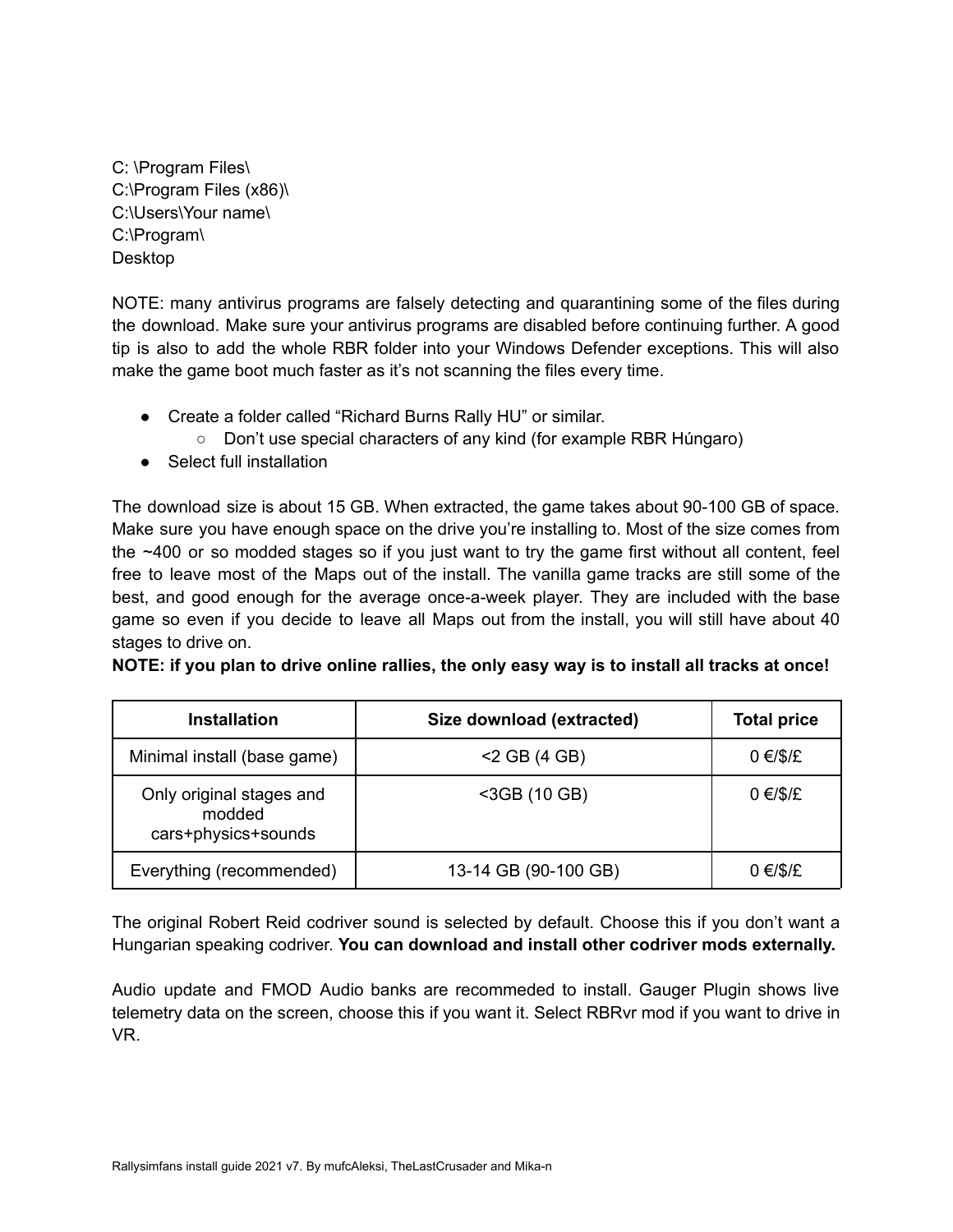C: \Program Files\
C:\Program Files (x86)\
C:\Users\Your name\
C:\Program\
Desktop

NOTE: many antivirus programs are falsely detecting and quarantining some of the files during the download. Make sure your antivirus programs are disabled before continuing further. A good tip is also to add the whole RBR folder into your Windows Defender exceptions. This will also make the game boot much faster as it's not scanning the files every time.

- Create a folder called "Richard Burns Rally HU" or similar.
    - Don't use special characters of any kind (for example RBR Húngaro)
- Select full installation

The download size is about 15 GB. When extracted, the game takes about 90-100 GB of space. Make sure you have enough space on the drive you're installing to. Most of the size comes from the ~400 or so modded stages so if you just want to try the game first without all content, feel free to leave most of the Maps out of the install. The vanilla game tracks are still some of the best, and good enough for the average once-a-week player. They are included with the base game so even if you decide to leave all Maps out from the install, you will still have about 40 stages to drive on.

**NOTE: if you plan to drive online rallies, the only easy way is to install all tracks at once!**

| Installation | Size download (extracted) | Total price |
|---|---|---|
| Minimal install (base game) | <2 GB (4 GB) | 0 €/$/£ |
| Only original stages and modded cars+physics+sounds | <3GB (10 GB) | 0 €/$/£ |
| Everything (recommended) | 13-14 GB (90-100 GB) | 0 €/$/£ |

The original Robert Reid codriver sound is selected by default. Choose this if you don't want a Hungarian speaking codriver. **You can download and install other codriver mods externally.**

Audio update and FMOD Audio banks are recommeded to install. Gauger Plugin shows live telemetry data on the screen, choose this if you want it. Select RBRvr mod if you want to drive in VR.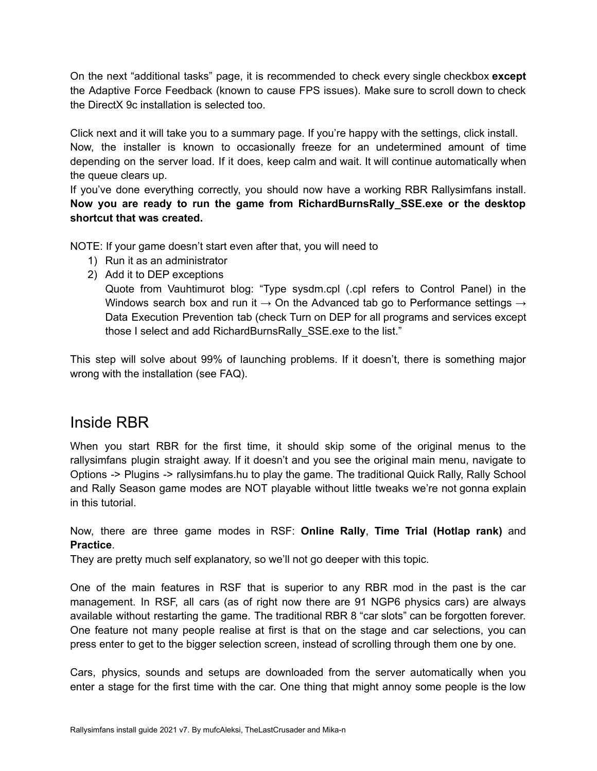On the next “additional tasks” page, it is recommended to check every single checkbox **except** the Adaptive Force Feedback (known to cause FPS issues). Make sure to scroll down to check the DirectX 9c installation is selected too.

Click next and it will take you to a summary page. If you’re happy with the settings, click install. Now, the installer is known to occasionally freeze for an undetermined amount of time depending on the server load. If it does, keep calm and wait. It will continue automatically when the queue clears up.
If you’ve done everything correctly, you should now have a working RBR Rallysimfans install. **Now you are ready to run the game from RichardBurnsRally_SSE.exe or the desktop shortcut that was created.**

NOTE: If your game doesn’t start even after that, you will need to

1) Run it as an administrator
2) Add it to DEP exceptions
   Quote from Vauhtimurot blog: “Type sysdm.cpl (.cpl refers to Control Panel) in the Windows search box and run it → On the Advanced tab go to Performance settings → Data Execution Prevention tab (check Turn on DEP for all programs and services except those I select and add RichardBurnsRally_SSE.exe to the list.”

This step will solve about 99% of launching problems. If it doesn’t, there is something major wrong with the installation (see FAQ).

## Inside RBR

When you start RBR for the first time, it should skip some of the original menus to the rallysimfans plugin straight away. If it doesn’t and you see the original main menu, navigate to Options -> Plugins -> rallysimfans.hu to play the game. The traditional Quick Rally, Rally School and Rally Season game modes are NOT playable without little tweaks we’re not gonna explain in this tutorial.

Now, there are three game modes in RSF: **Online Rally**, **Time Trial (Hotlap rank)** and **Practice**.
They are pretty much self explanatory, so we’ll not go deeper with this topic.

One of the main features in RSF that is superior to any RBR mod in the past is the car management. In RSF, all cars (as of right now there are 91 NGP6 physics cars) are always available without restarting the game. The traditional RBR 8 “car slots” can be forgotten forever. One feature not many people realise at first is that on the stage and car selections, you can press enter to get to the bigger selection screen, instead of scrolling through them one by one.

Cars, physics, sounds and setups are downloaded from the server automatically when you enter a stage for the first time with the car. One thing that might annoy some people is the low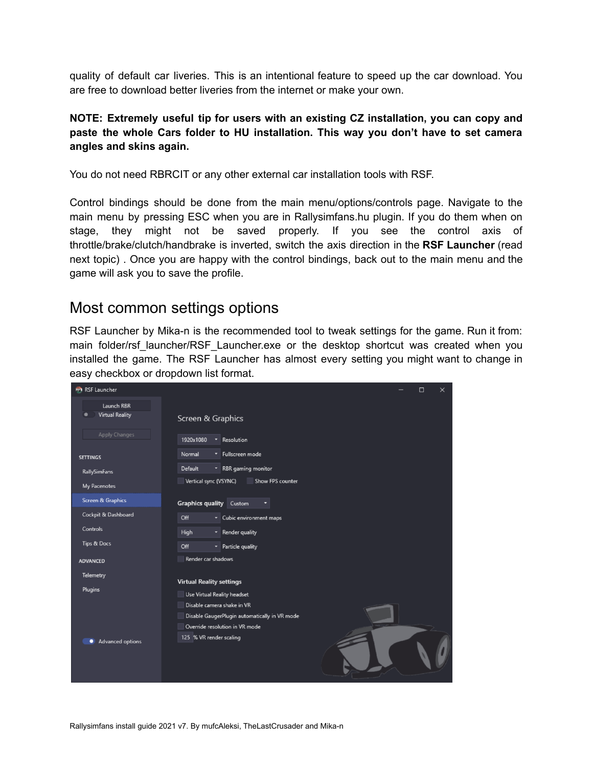quality of default car liveries. This is an intentional feature to speed up the car download. You are free to download better liveries from the internet or make your own.

**NOTE: Extremely useful tip for users with an existing CZ installation, you can copy and paste the whole Cars folder to HU installation. This way you don't have to set camera angles and skins again.**

You do not need RBRCIT or any other external car installation tools with RSF.

Control bindings should be done from the main menu/options/controls page. Navigate to the main menu by pressing ESC when you are in Rallysimfans.hu plugin. If you do them when on stage, they might not be saved properly. If you see the control axis of throttle/brake/clutch/handbrake is inverted, switch the axis direction in the **RSF Launcher** (read next topic) . Once you are happy with the control bindings, back out to the main menu and the game will ask you to save the profile.

## Most common settings options

RSF Launcher by Mika-n is the recommended tool to tweak settings for the game. Run it from: main folder/rsf_launcher/RSF_Launcher.exe or the desktop shortcut was created when you installed the game. The RSF Launcher has almost every setting you might want to change in easy checkbox or dropdown list format.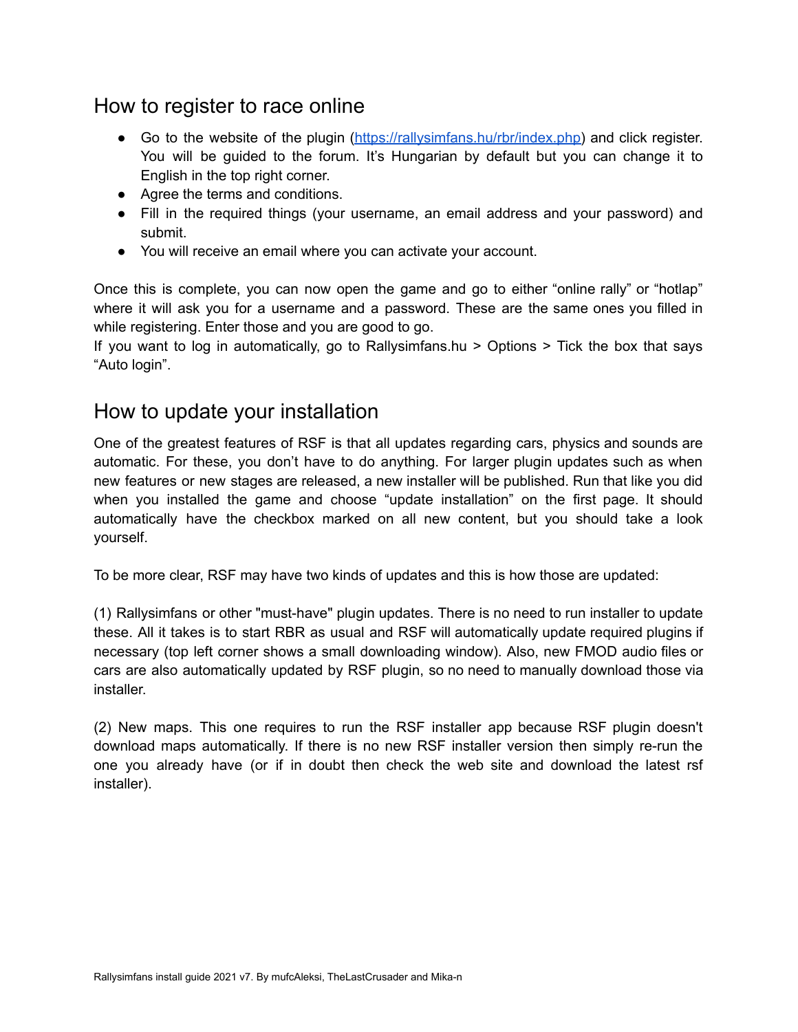## How to register to race online

- Go to the website of the plugin ([https://rallysimfans.hu/rbr/index.php](https://rallysimfans.hu/rbr/index.php)) and click register. You will be guided to the forum. It's Hungarian by default but you can change it to English in the top right corner.
- Agree the terms and conditions.
- Fill in the required things (your username, an email address and your password) and submit.
- You will receive an email where you can activate your account.

Once this is complete, you can now open the game and go to either "online rally" or "hotlap" where it will ask you for a username and a password. These are the same ones you filled in while registering. Enter those and you are good to go.
If you want to log in automatically, go to Rallysimfans.hu > Options > Tick the box that says "Auto login".

## How to update your installation

One of the greatest features of RSF is that all updates regarding cars, physics and sounds are automatic. For these, you don't have to do anything. For larger plugin updates such as when new features or new stages are released, a new installer will be published. Run that like you did when you installed the game and choose "update installation" on the first page. It should automatically have the checkbox marked on all new content, but you should take a look yourself.

To be more clear, RSF may have two kinds of updates and this is how those are updated:

(1) Rallysimfans or other "must-have" plugin updates. There is no need to run installer to update these. All it takes is to start RBR as usual and RSF will automatically update required plugins if necessary (top left corner shows a small downloading window). Also, new FMOD audio files or cars are also automatically updated by RSF plugin, so no need to manually download those via installer.

(2) New maps. This one requires to run the RSF installer app because RSF plugin doesn't download maps automatically. If there is no new RSF installer version then simply re-run the one you already have (or if in doubt then check the web site and download the latest rsf installer).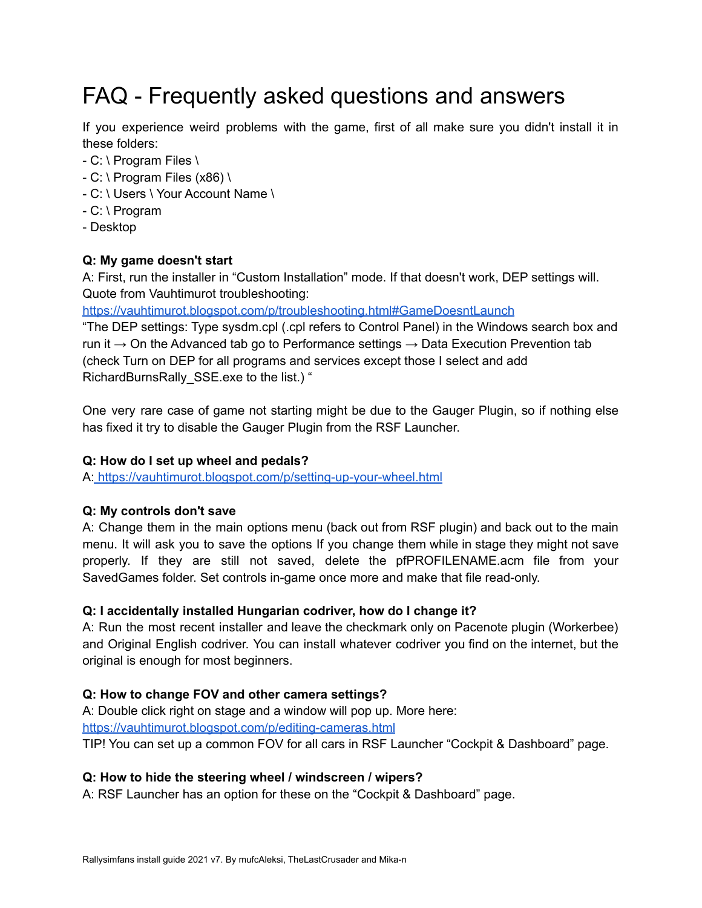# FAQ - Frequently asked questions and answers

If you experience weird problems with the game, first of all make sure you didn't install it in these folders:

- C: \ Program Files \
- C: \ Program Files (x86) \
- C: \ Users \ Your Account Name \
- C: \ Program
- Desktop

**Q: My game doesn't start**

A: First, run the installer in “Custom Installation” mode. If that doesn't work, DEP settings will. Quote from Vauhtimurot troubleshooting:
https://vauhtimurot.blogspot.com/p/troubleshooting.html#GameDoesntLaunch
“The DEP settings: Type sysdm.cpl (.cpl refers to Control Panel) in the Windows search box and run it → On the Advanced tab go to Performance settings → Data Execution Prevention tab (check Turn on DEP for all programs and services except those I select and add RichardBurnsRally_SSE.exe to the list.) “

One very rare case of game not starting might be due to the Gauger Plugin, so if nothing else has fixed it try to disable the Gauger Plugin from the RSF Launcher.

**Q: How do I set up wheel and pedals?**

A: https://vauhtimurot.blogspot.com/p/setting-up-your-wheel.html

**Q: My controls don't save**

A: Change them in the main options menu (back out from RSF plugin) and back out to the main menu. It will ask you to save the options If you change them while in stage they might not save properly. If they are still not saved, delete the pfPROFILENAME.acm file from your SavedGames folder. Set controls in-game once more and make that file read-only.

**Q: I accidentally installed Hungarian codriver, how do I change it?**

A: Run the most recent installer and leave the checkmark only on Pacenote plugin (Workerbee) and Original English codriver. You can install whatever codriver you find on the internet, but the original is enough for most beginners.

**Q: How to change FOV and other camera settings?**

A: Double click right on stage and a window will pop up. More here:
https://vauhtimurot.blogspot.com/p/editing-cameras.html
TIP! You can set up a common FOV for all cars in RSF Launcher “Cockpit & Dashboard” page.

**Q: How to hide the steering wheel / windscreen / wipers?**

A: RSF Launcher has an option for these on the “Cockpit & Dashboard” page.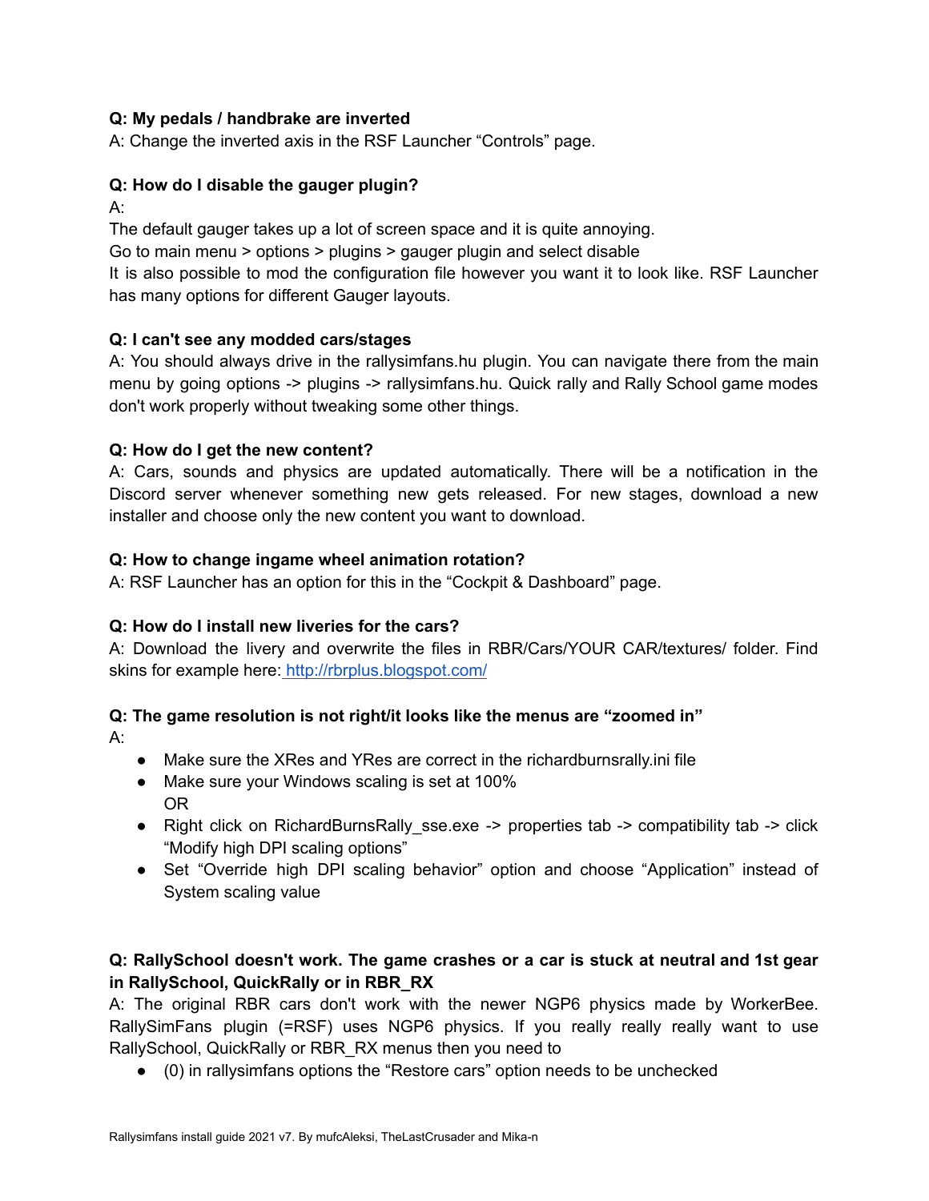**Q: My pedals / handbrake are inverted**

A: Change the inverted axis in the RSF Launcher “Controls” page.

**Q: How do I disable the gauger plugin?**

A:

The default gauger takes up a lot of screen space and it is quite annoying.

Go to main menu > options > plugins > gauger plugin and select disable

It is also possible to mod the configuration file however you want it to look like. RSF Launcher has many options for different Gauger layouts.

**Q: I can't see any modded cars/stages**

A: You should always drive in the rallysimfans.hu plugin. You can navigate there from the main menu by going options -> plugins -> rallysimfans.hu. Quick rally and Rally School game modes don't work properly without tweaking some other things.

**Q: How do I get the new content?**

A: Cars, sounds and physics are updated automatically. There will be a notification in the Discord server whenever something new gets released. For new stages, download a new installer and choose only the new content you want to download.

**Q: How to change ingame wheel animation rotation?**

A: RSF Launcher has an option for this in the “Cockpit & Dashboard” page.

**Q: How do I install new liveries for the cars?**

A: Download the livery and overwrite the files in RBR/Cars/YOUR CAR/textures/ folder. Find skins for example here: [http://rbrplus.blogspot.com/](http://rbrplus.blogspot.com/)

**Q: The game resolution is not right/it looks like the menus are “zoomed in”**

A:

- Make sure the XRes and YRes are correct in the richardburnsrally.ini file
- Make sure your Windows scaling is set at 100%
  OR
- Right click on RichardBurnsRally_sse.exe -> properties tab -> compatibility tab -> click “Modify high DPI scaling options”
- Set “Override high DPI scaling behavior” option and choose “Application” instead of System scaling value

**Q: RallySchool doesn't work. The game crashes or a car is stuck at neutral and 1st gear in RallySchool, QuickRally or in RBR_RX**

A: The original RBR cars don't work with the newer NGP6 physics made by WorkerBee. RallySimFans plugin (=RSF) uses NGP6 physics. If you really really really want to use RallySchool, QuickRally or RBR_RX menus then you need to

- (0) in rallysimfans options the “Restore cars” option needs to be unchecked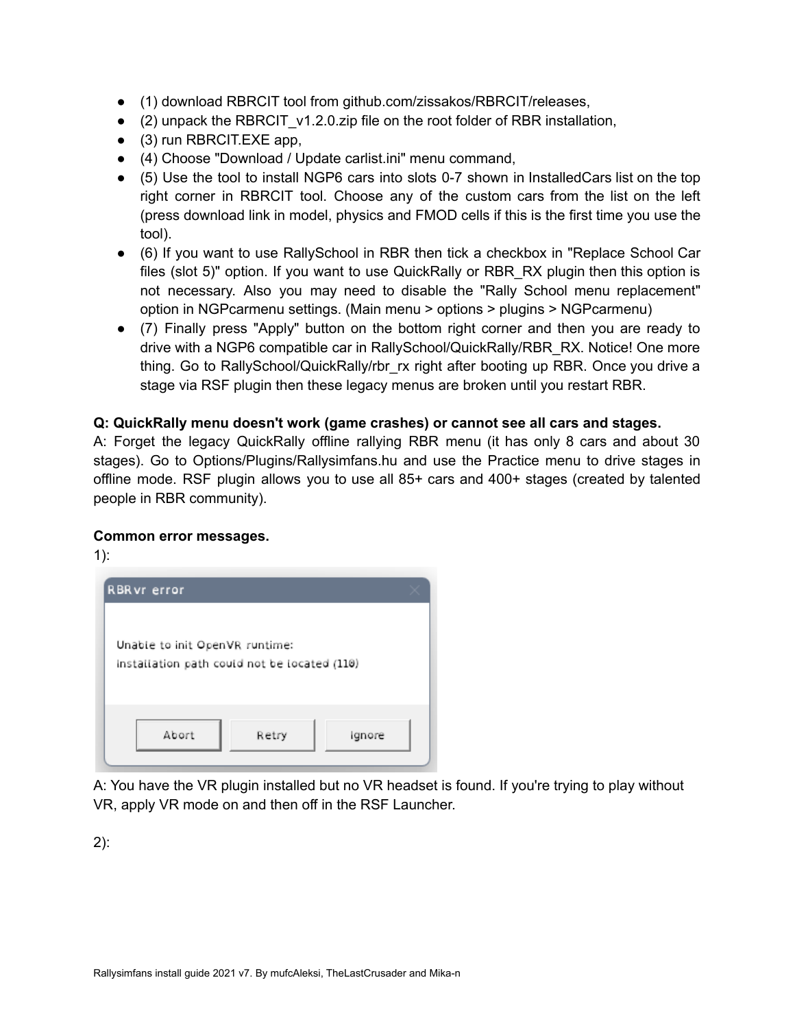- (1) download RBRCIT tool from github.com/zissakos/RBRCIT/releases,
- (2) unpack the RBRCIT_v1.2.0.zip file on the root folder of RBR installation,
- (3) run RBRCIT.EXE app,
- (4) Choose "Download / Update carlist.ini" menu command,
- (5) Use the tool to install NGP6 cars into slots 0-7 shown in InstalledCars list on the top right corner in RBRCIT tool. Choose any of the custom cars from the list on the left (press download link in model, physics and FMOD cells if this is the first time you use the tool).
- (6) If you want to use RallySchool in RBR then tick a checkbox in "Replace School Car files (slot 5)" option. If you want to use QuickRally or RBR_RX plugin then this option is not necessary. Also you may need to disable the "Rally School menu replacement" option in NGPcarmenu settings. (Main menu > options > plugins > NGPcarmenu)
- (7) Finally press "Apply" button on the bottom right corner and then you are ready to drive with a NGP6 compatible car in RallySchool/QuickRally/RBR_RX. Notice! One more thing. Go to RallySchool/QuickRally/rbr_rx right after booting up RBR. Once you drive a stage via RSF plugin then these legacy menus are broken until you restart RBR.

**Q: QuickRally menu doesn't work (game crashes) or cannot see all cars and stages.**
A: Forget the legacy QuickRally offline rallying RBR menu (it has only 8 cars and about 30 stages). Go to Options/Plugins/Rallysimfans.hu and use the Practice menu to drive stages in offline mode. RSF plugin allows you to use all 85+ cars and 400+ stages (created by talented people in RBR community).

**Common error messages.**

1):

RBRvr error

Unable to init OpenVR runtime:
Installation path could not be located (110)

Abort | Retry | Ignore

A: You have the VR plugin installed but no VR headset is found. If you're trying to play without VR, apply VR mode on and then off in the RSF Launcher.

2):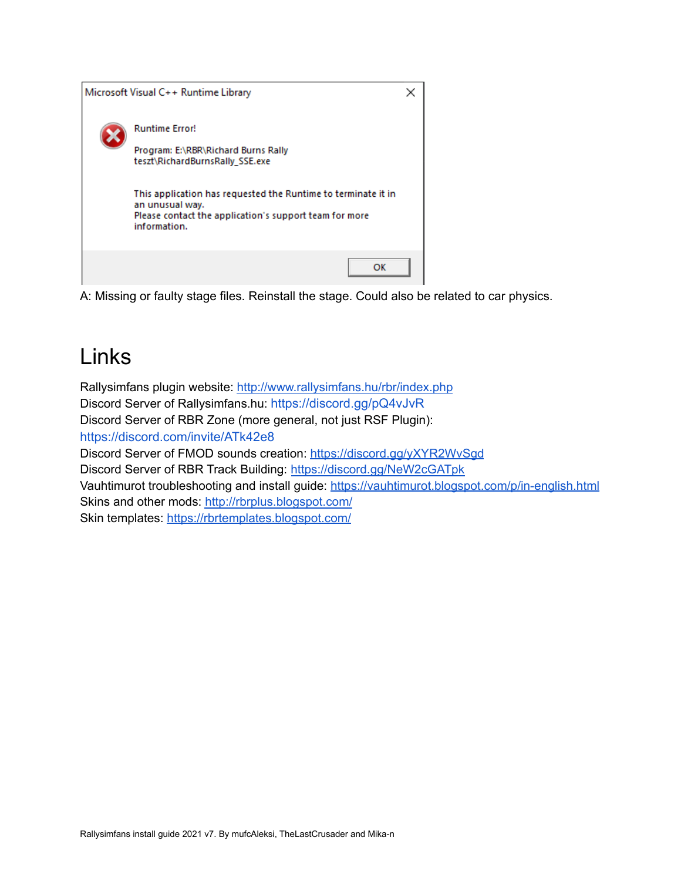Microsoft Visual C++ Runtime Library

Runtime Error!

Program: E:\RBR\Richard Burns Rally teszt\RichardBurnsRally_SSE.exe

This application has requested the Runtime to terminate it in an unusual way.
Please contact the application's support team for more information.

OK

A: Missing or faulty stage files. Reinstall the stage. Could also be related to car physics.

# Links

Rallysimfans plugin website: http://www.rallysimfans.hu/rbr/index.php
Discord Server of Rallysimfans.hu: https://discord.gg/pQ4vJvR
Discord Server of RBR Zone (more general, not just RSF Plugin): https://discord.com/invite/ATk42e8
Discord Server of FMOD sounds creation: https://discord.gg/yXYR2WvSgd
Discord Server of RBR Track Building: https://discord.gg/NeW2cGATpk
Vauhtimurot troubleshooting and install guide: https://vauhtimurot.blogspot.com/p/in-english.html
Skins and other mods: http://rbrplus.blogspot.com/
Skin templates: https://rbrtemplates.blogspot.com/